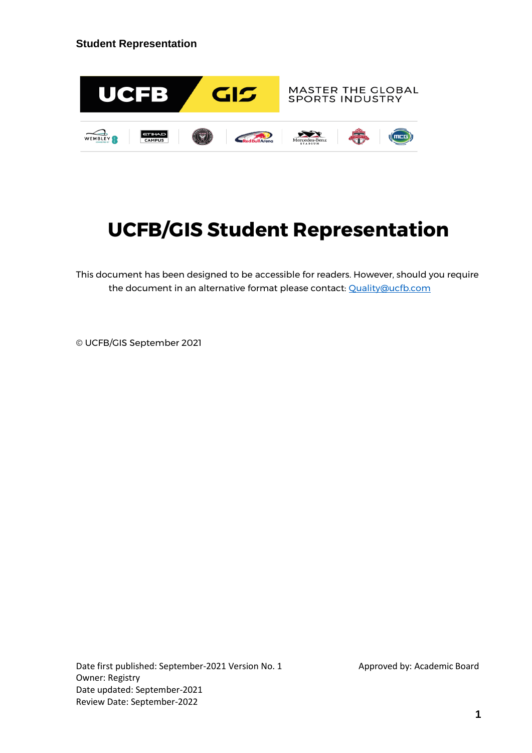# UCFB/GIS Student Representation

This document has been designed to be accessible for readers. However, should you require the document in an alternative format please contact: [Quality@ucfb.com](mailto:Quality@ucfb.com)

© UCFB/GIS September 2021

Date first published: September-2021 Version No. 1

Owner: Registry

Date updated: September-2021

Review Date: September-2022

Approved by: Academic Board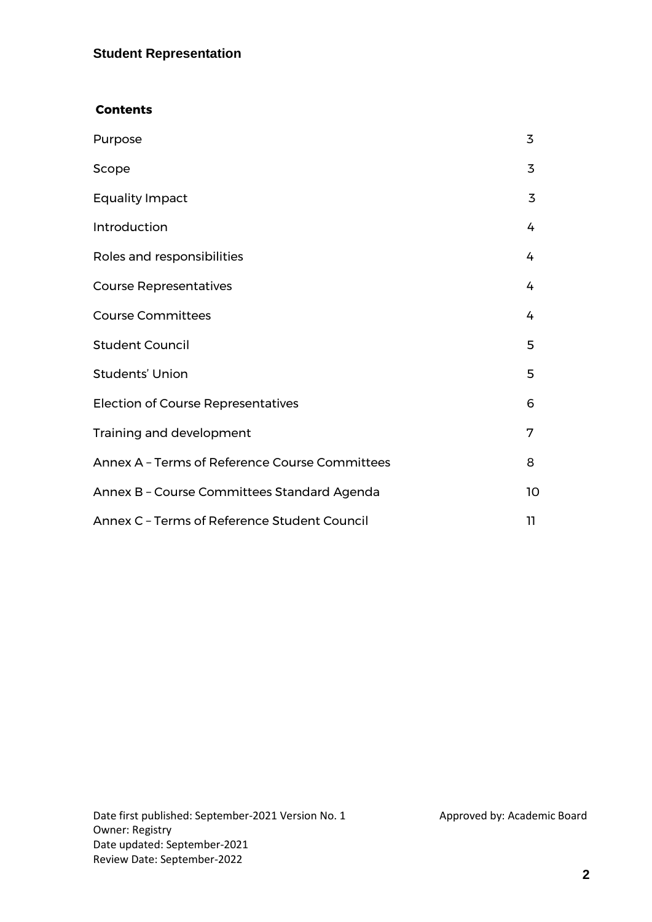# Student Representation

## Contents

| | |
|---|---|
| Purpose | 3 |
| Scope | 3 |
| Equality Impact | 3 |
| Introduction | 4 |
| Roles and responsibilities | 4 |
| Course Representatives | 4 |
| Course Committees | 4 |
| Student Council | 5 |
| Students' Union | 5 |
| Election of Course Representatives | 6 |
| Training and development | 7 |
| Annex A – Terms of Reference Course Committees | 8 |
| Annex B – Course Committees Standard Agenda | 10 |
| Annex C – Terms of Reference Student Council | 11 |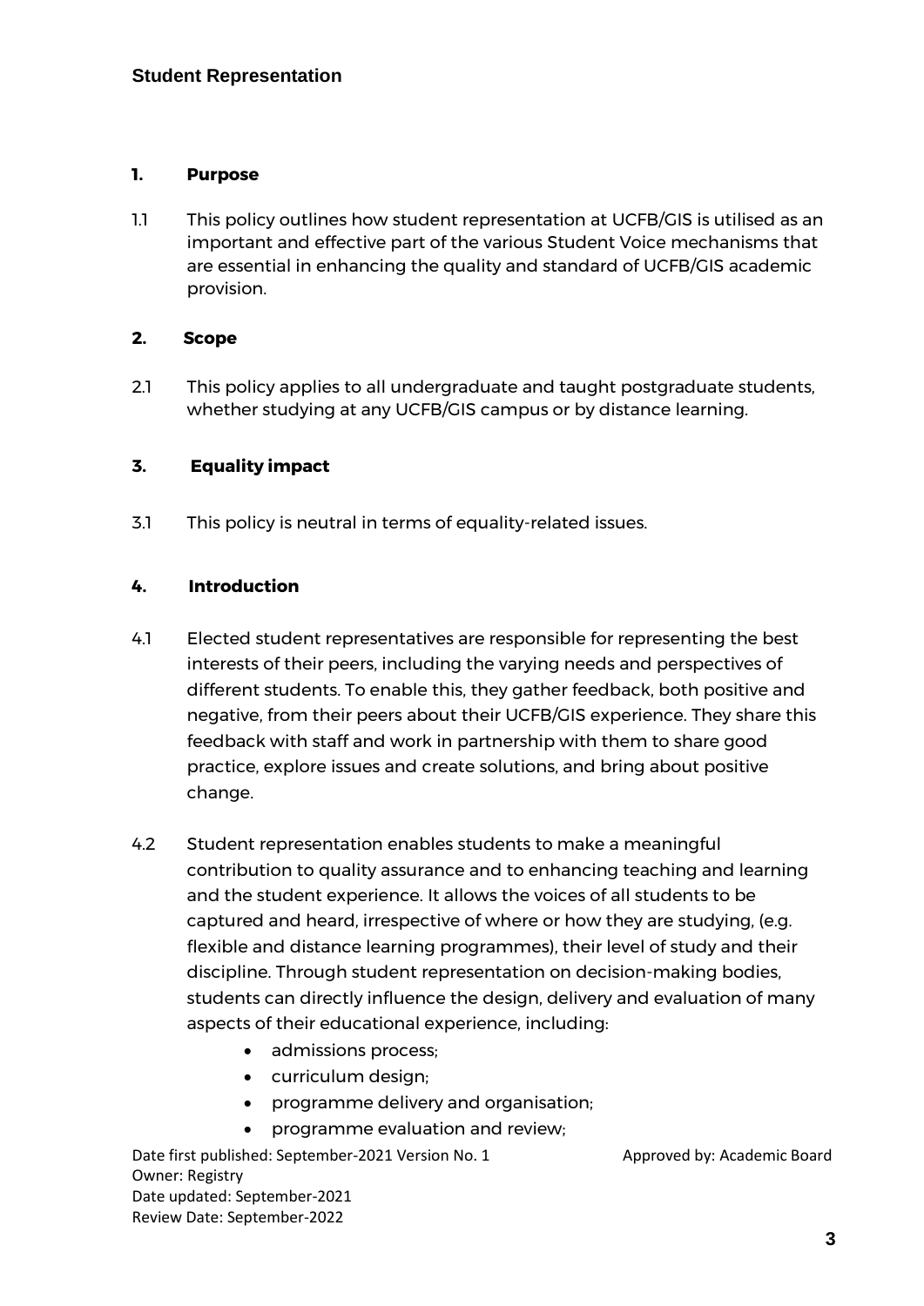## Student Representation

### 1. Purpose

1.1 This policy outlines how student representation at UCFB/GIS is utilised as an important and effective part of the various Student Voice mechanisms that are essential in enhancing the quality and standard of UCFB/GIS academic provision.

### 2. Scope

2.1 This policy applies to all undergraduate and taught postgraduate students, whether studying at any UCFB/GIS campus or by distance learning.

### 3. Equality impact

3.1 This policy is neutral in terms of equality-related issues.

### 4. Introduction

4.1 Elected student representatives are responsible for representing the best interests of their peers, including the varying needs and perspectives of different students. To enable this, they gather feedback, both positive and negative, from their peers about their UCFB/GIS experience. They share this feedback with staff and work in partnership with them to share good practice, explore issues and create solutions, and bring about positive change.

4.2 Student representation enables students to make a meaningful contribution to quality assurance and to enhancing teaching and learning and the student experience. It allows the voices of all students to be captured and heard, irrespective of where or how they are studying, (e.g. flexible and distance learning programmes), their level of study and their discipline. Through student representation on decision-making bodies, students can directly influence the design, delivery and evaluation of many aspects of their educational experience, including:

- admissions process;
- curriculum design;
- programme delivery and organisation;
- programme evaluation and review;

Date first published: September-2021 Version No. 1 Approved by: Academic Board
Owner: Registry
Date updated: September-2021
Review Date: September-2022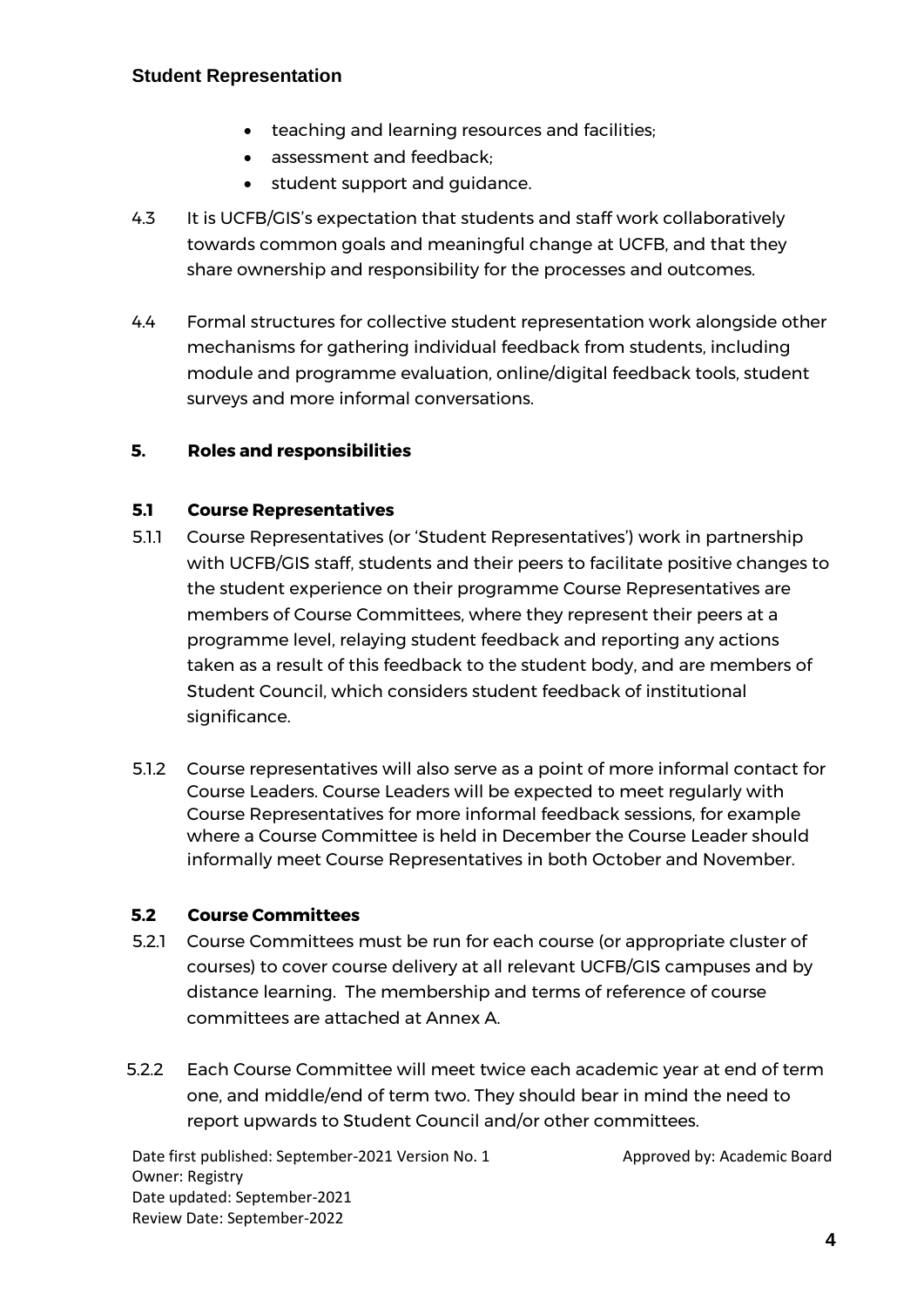- teaching and learning resources and facilities;
- assessment and feedback;
- student support and guidance.

4.3 It is UCFB/GIS's expectation that students and staff work collaboratively towards common goals and meaningful change at UCFB, and that they share ownership and responsibility for the processes and outcomes.

4.4 Formal structures for collective student representation work alongside other mechanisms for gathering individual feedback from students, including module and programme evaluation, online/digital feedback tools, student surveys and more informal conversations.

## 5. Roles and responsibilities

### 5.1 Course Representatives

5.1.1 Course Representatives (or 'Student Representatives') work in partnership with UCFB/GIS staff, students and their peers to facilitate positive changes to the student experience on their programme Course Representatives are members of Course Committees, where they represent their peers at a programme level, relaying student feedback and reporting any actions taken as a result of this feedback to the student body, and are members of Student Council, which considers student feedback of institutional significance.

5.1.2 Course representatives will also serve as a point of more informal contact for Course Leaders. Course Leaders will be expected to meet regularly with Course Representatives for more informal feedback sessions, for example where a Course Committee is held in December the Course Leader should informally meet Course Representatives in both October and November.

### 5.2 Course Committees

5.2.1 Course Committees must be run for each course (or appropriate cluster of courses) to cover course delivery at all relevant UCFB/GIS campuses and by distance learning. The membership and terms of reference of course committees are attached at Annex A.

5.2.2 Each Course Committee will meet twice each academic year at end of term one, and middle/end of term two. They should bear in mind the need to report upwards to Student Council and/or other committees.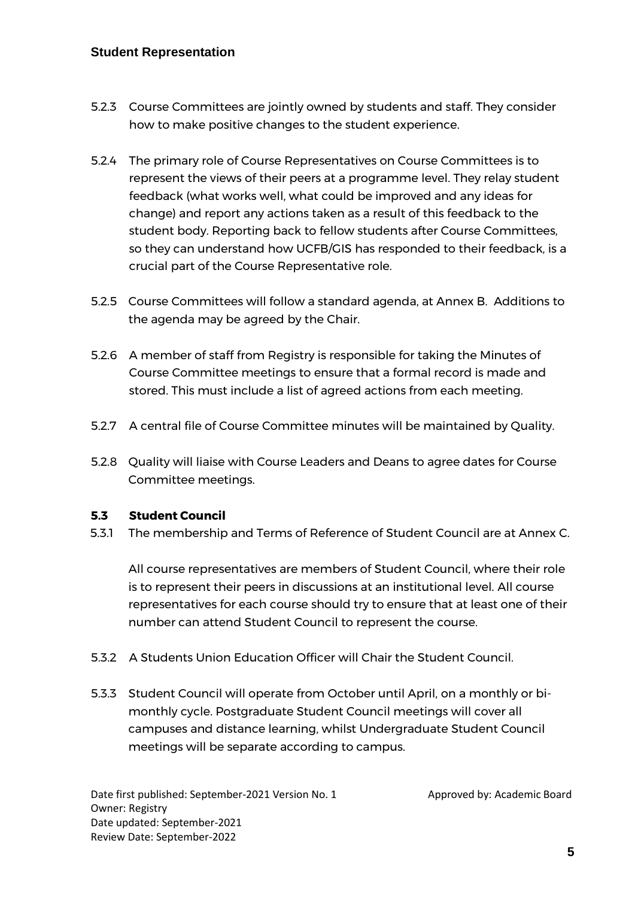5.2.3 Course Committees are jointly owned by students and staff. They consider how to make positive changes to the student experience.

5.2.4 The primary role of Course Representatives on Course Committees is to represent the views of their peers at a programme level. They relay student feedback (what works well, what could be improved and any ideas for change) and report any actions taken as a result of this feedback to the student body. Reporting back to fellow students after Course Committees, so they can understand how UCFB/GIS has responded to their feedback, is a crucial part of the Course Representative role.

5.2.5 Course Committees will follow a standard agenda, at Annex B. Additions to the agenda may be agreed by the Chair.

5.2.6 A member of staff from Registry is responsible for taking the Minutes of Course Committee meetings to ensure that a formal record is made and stored. This must include a list of agreed actions from each meeting.

5.2.7 A central file of Course Committee minutes will be maintained by Quality.

5.2.8 Quality will liaise with Course Leaders and Deans to agree dates for Course Committee meetings.

### 5.3 Student Council

5.3.1 The membership and Terms of Reference of Student Council are at Annex C.

All course representatives are members of Student Council, where their role is to represent their peers in discussions at an institutional level. All course representatives for each course should try to ensure that at least one of their number can attend Student Council to represent the course.

5.3.2 A Students Union Education Officer will Chair the Student Council.

5.3.3 Student Council will operate from October until April, on a monthly or bi-monthly cycle. Postgraduate Student Council meetings will cover all campuses and distance learning, whilst Undergraduate Student Council meetings will be separate according to campus.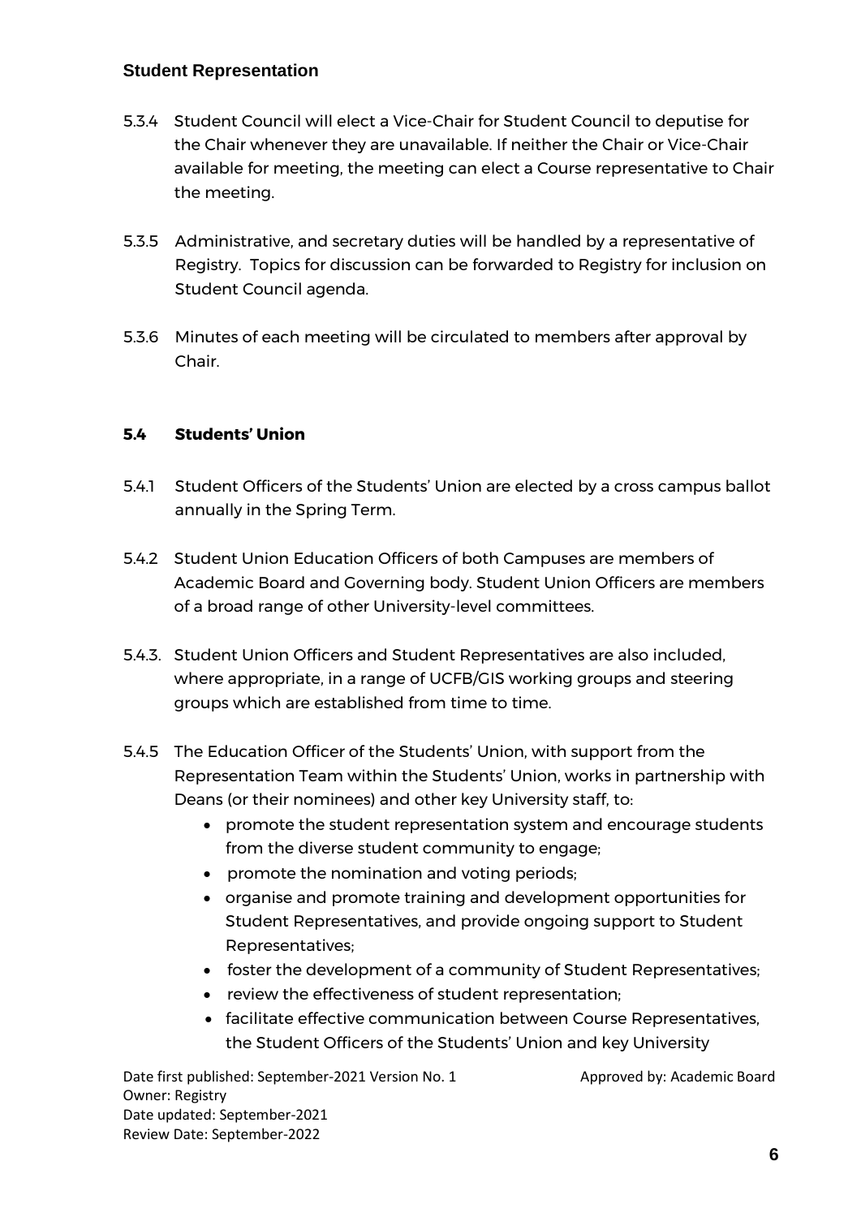**Student Representation**

5.3.4 Student Council will elect a Vice-Chair for Student Council to deputise for the Chair whenever they are unavailable. If neither the Chair or Vice-Chair available for meeting, the meeting can elect a Course representative to Chair the meeting.

5.3.5 Administrative, and secretary duties will be handled by a representative of Registry. Topics for discussion can be forwarded to Registry for inclusion on Student Council agenda.

5.3.6 Minutes of each meeting will be circulated to members after approval by Chair.

### 5.4 Students' Union

5.4.1 Student Officers of the Students' Union are elected by a cross campus ballot annually in the Spring Term.

5.4.2 Student Union Education Officers of both Campuses are members of Academic Board and Governing body. Student Union Officers are members of a broad range of other University-level committees.

5.4.3. Student Union Officers and Student Representatives are also included, where appropriate, in a range of UCFB/GIS working groups and steering groups which are established from time to time.

5.4.5 The Education Officer of the Students' Union, with support from the Representation Team within the Students' Union, works in partnership with Deans (or their nominees) and other key University staff, to:

- promote the student representation system and encourage students from the diverse student community to engage;
- promote the nomination and voting periods;
- organise and promote training and development opportunities for Student Representatives, and provide ongoing support to Student Representatives;
- foster the development of a community of Student Representatives;
- review the effectiveness of student representation;
- facilitate effective communication between Course Representatives, the Student Officers of the Students' Union and key University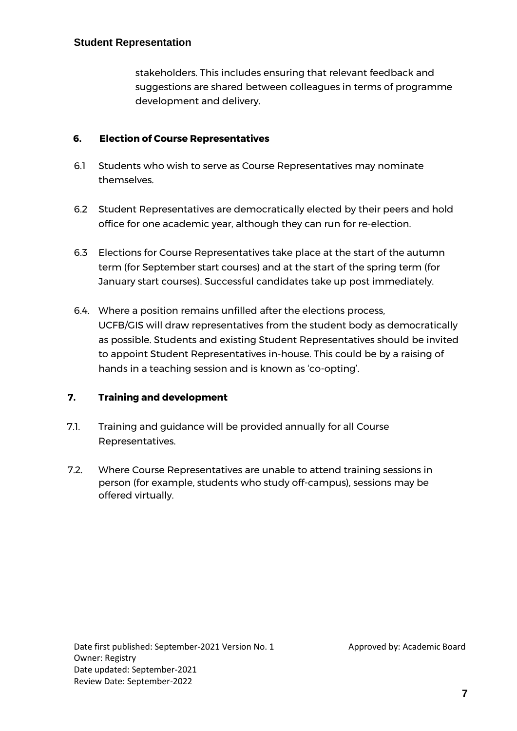stakeholders. This includes ensuring that relevant feedback and suggestions are shared between colleagues in terms of programme development and delivery.

## 6. Election of Course Representatives

6.1 Students who wish to serve as Course Representatives may nominate themselves.

6.2 Student Representatives are democratically elected by their peers and hold office for one academic year, although they can run for re-election.

6.3 Elections for Course Representatives take place at the start of the autumn term (for September start courses) and at the start of the spring term (for January start courses). Successful candidates take up post immediately.

6.4. Where a position remains unfilled after the elections process, UCFB/GIS will draw representatives from the student body as democratically as possible. Students and existing Student Representatives should be invited to appoint Student Representatives in-house. This could be by a raising of hands in a teaching session and is known as 'co-opting'.

## 7. Training and development

7.1. Training and guidance will be provided annually for all Course Representatives.

7.2. Where Course Representatives are unable to attend training sessions in person (for example, students who study off-campus), sessions may be offered virtually.

Date first published: September-2021 Version No. 1 Approved by: Academic Board
Owner: Registry
Date updated: September-2021
Review Date: September-2022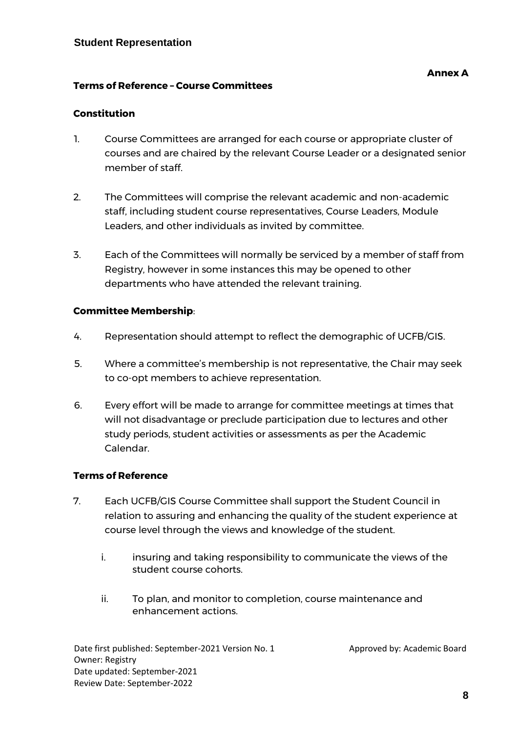**Annex A**

### Terms of Reference – Course Committees

#### Constitution

1. Course Committees are arranged for each course or appropriate cluster of courses and are chaired by the relevant Course Leader or a designated senior member of staff.

2. The Committees will comprise the relevant academic and non-academic staff, including student course representatives, Course Leaders, Module Leaders, and other individuals as invited by committee.

3. Each of the Committees will normally be serviced by a member of staff from Registry, however in some instances this may be opened to other departments who have attended the relevant training.

#### Committee Membership:

4. Representation should attempt to reflect the demographic of UCFB/GIS.

5. Where a committee's membership is not representative, the Chair may seek to co-opt members to achieve representation.

6. Every effort will be made to arrange for committee meetings at times that will not disadvantage or preclude participation due to lectures and other study periods, student activities or assessments as per the Academic Calendar.

#### Terms of Reference

7. Each UCFB/GIS Course Committee shall support the Student Council in relation to assuring and enhancing the quality of the student experience at course level through the views and knowledge of the student.

   i. insuring and taking responsibility to communicate the views of the student course cohorts.

   ii. To plan, and monitor to completion, course maintenance and enhancement actions.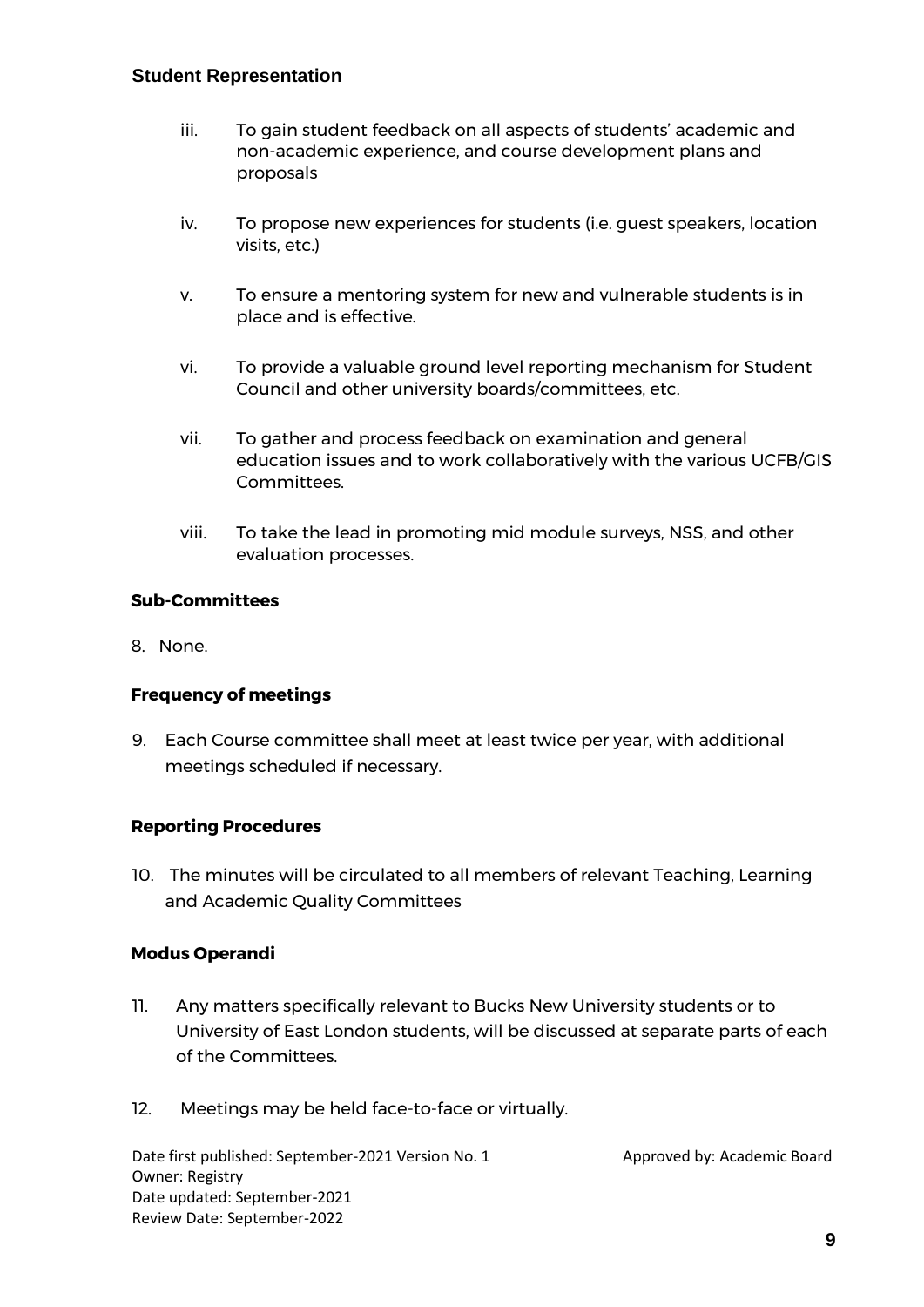**Student Representation**

iii. To gain student feedback on all aspects of students' academic and non-academic experience, and course development plans and proposals

iv. To propose new experiences for students (i.e. guest speakers, location visits, etc.)

v. To ensure a mentoring system for new and vulnerable students is in place and is effective.

vi. To provide a valuable ground level reporting mechanism for Student Council and other university boards/committees, etc.

vii. To gather and process feedback on examination and general education issues and to work collaboratively with the various UCFB/GIS Committees.

viii. To take the lead in promoting mid module surveys, NSS, and other evaluation processes.

**Sub-Committees**

8. None.

**Frequency of meetings**

9. Each Course committee shall meet at least twice per year, with additional meetings scheduled if necessary.

**Reporting Procedures**

10. The minutes will be circulated to all members of relevant Teaching, Learning and Academic Quality Committees

**Modus Operandi**

11. Any matters specifically relevant to Bucks New University students or to University of East London students, will be discussed at separate parts of each of the Committees.

12. Meetings may be held face-to-face or virtually.

Date first published: September-2021 Version No. 1 Approved by: Academic Board
Owner: Registry
Date updated: September-2021
Review Date: September-2022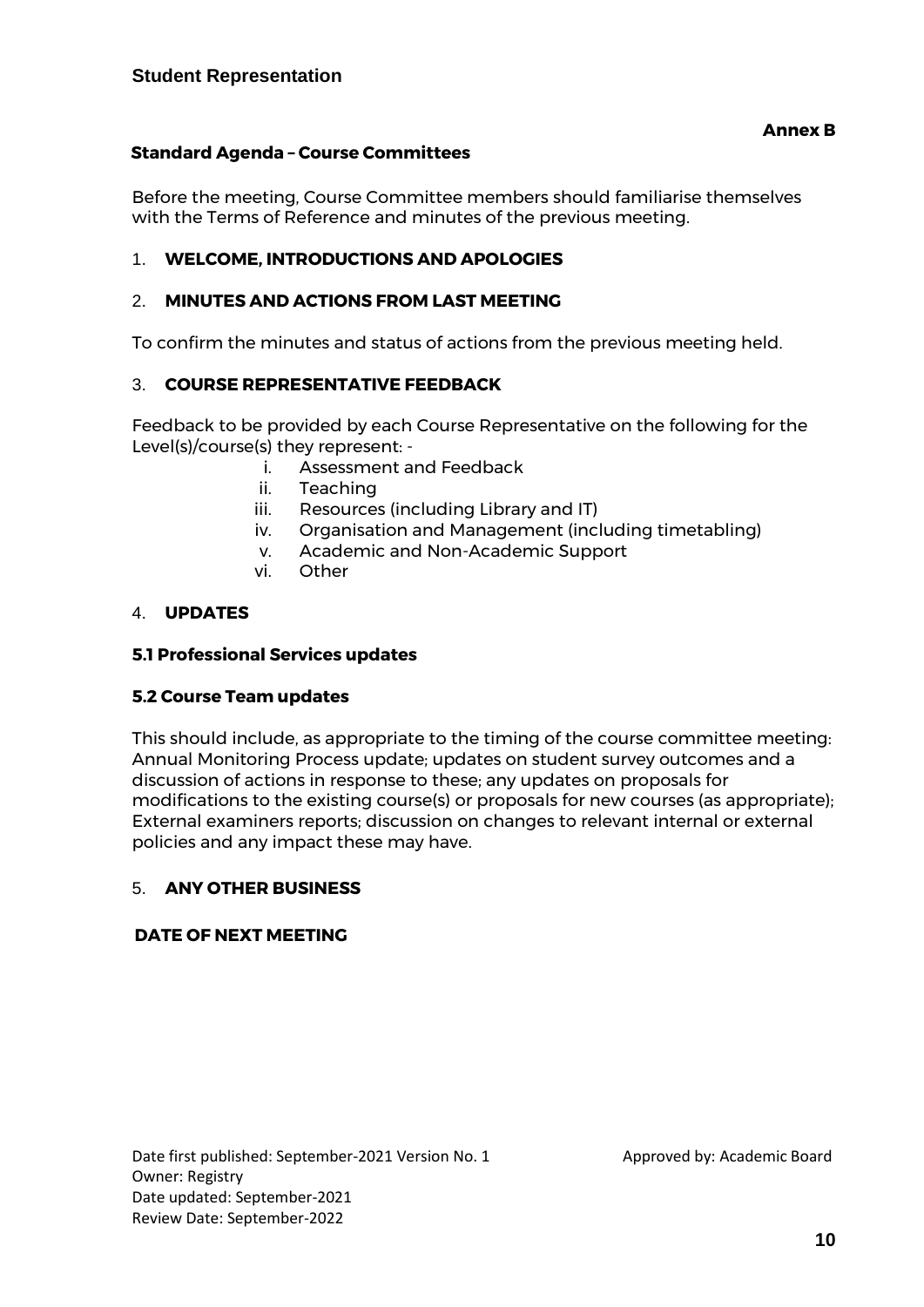**Student Representation**

**Annex B**

## Standard Agenda – Course Committees

Before the meeting, Course Committee members should familiarise themselves with the Terms of Reference and minutes of the previous meeting.

### 1. WELCOME, INTRODUCTIONS AND APOLOGIES

### 2. MINUTES AND ACTIONS FROM LAST MEETING

To confirm the minutes and status of actions from the previous meeting held.

### 3. COURSE REPRESENTATIVE FEEDBACK

Feedback to be provided by each Course Representative on the following for the Level(s)/course(s) they represent: -

- i. Assessment and Feedback
- ii. Teaching
- iii. Resources (including Library and IT)
- iv. Organisation and Management (including timetabling)
- v. Academic and Non-Academic Support
- vi. Other

### 4. UPDATES

**5.1 Professional Services updates**

**5.2 Course Team updates**

This should include, as appropriate to the timing of the course committee meeting: Annual Monitoring Process update; updates on student survey outcomes and a discussion of actions in response to these; any updates on proposals for modifications to the existing course(s) or proposals for new courses (as appropriate); External examiners reports; discussion on changes to relevant internal or external policies and any impact these may have.

### 5. ANY OTHER BUSINESS

### DATE OF NEXT MEETING

Date first published: September-2021 Version No. 1 Approved by: Academic Board
Owner: Registry
Date updated: September-2021
Review Date: September-2022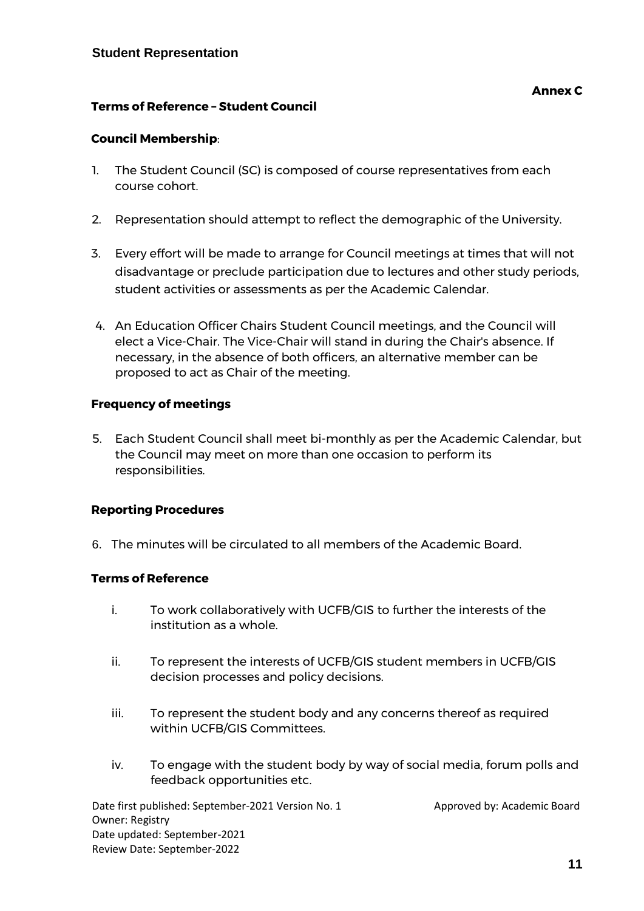Student Representation

**Annex C**

## Terms of Reference – Student Council

**Council Membership**:

1. The Student Council (SC) is composed of course representatives from each course cohort.
2. Representation should attempt to reflect the demographic of the University.
3. Every effort will be made to arrange for Council meetings at times that will not disadvantage or preclude participation due to lectures and other study periods, student activities or assessments as per the Academic Calendar.
4. An Education Officer Chairs Student Council meetings, and the Council will elect a Vice-Chair. The Vice-Chair will stand in during the Chair's absence. If necessary, in the absence of both officers, an alternative member can be proposed to act as Chair of the meeting.

**Frequency of meetings**

5. Each Student Council shall meet bi-monthly as per the Academic Calendar, but the Council may meet on more than one occasion to perform its responsibilities.

**Reporting Procedures**

6. The minutes will be circulated to all members of the Academic Board.

**Terms of Reference**

i. To work collaboratively with UCFB/GIS to further the interests of the institution as a whole.

ii. To represent the interests of UCFB/GIS student members in UCFB/GIS decision processes and policy decisions.

iii. To represent the student body and any concerns thereof as required within UCFB/GIS Committees.

iv. To engage with the student body by way of social media, forum polls and feedback opportunities etc.

Date first published: September-2021 Version No. 1
Approved by: Academic Board
Owner: Registry
Date updated: September-2021
Review Date: September-2022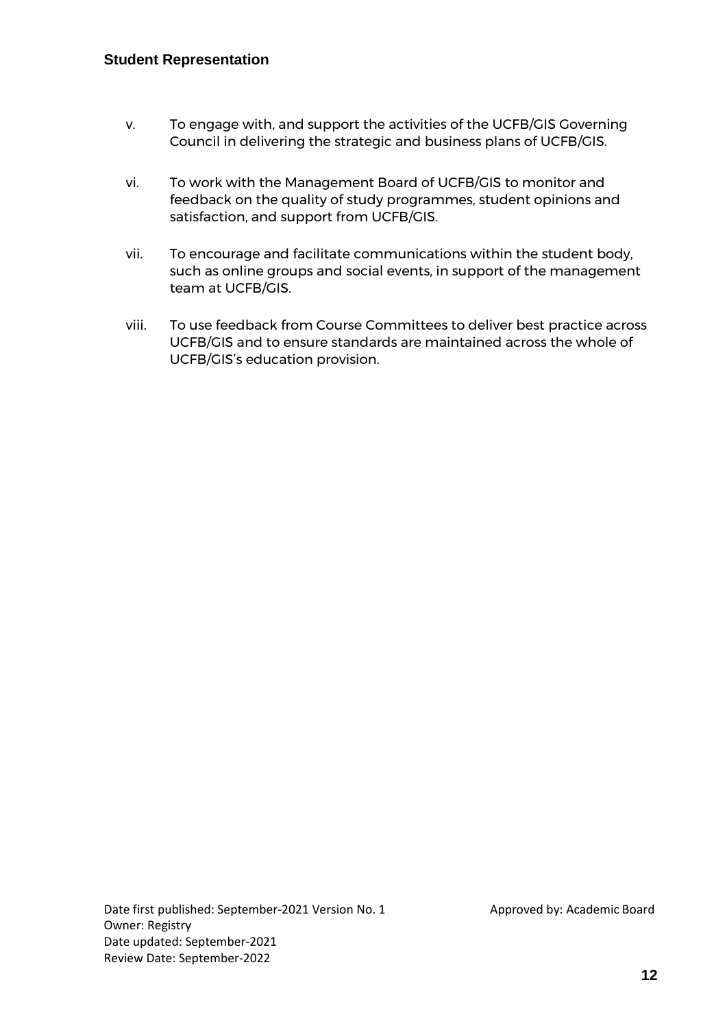**Student Representation**

v. To engage with, and support the activities of the UCFB/GIS Governing Council in delivering the strategic and business plans of UCFB/GIS.

vi. To work with the Management Board of UCFB/GIS to monitor and feedback on the quality of study programmes, student opinions and satisfaction, and support from UCFB/GIS.

vii. To encourage and facilitate communications within the student body, such as online groups and social events, in support of the management team at UCFB/GIS.

viii. To use feedback from Course Committees to deliver best practice across UCFB/GIS and to ensure standards are maintained across the whole of UCFB/GIS's education provision.

Date first published: September-2021 Version No. 1
Owner: Registry
Date updated: September-2021
Review Date: September-2022

Approved by: Academic Board